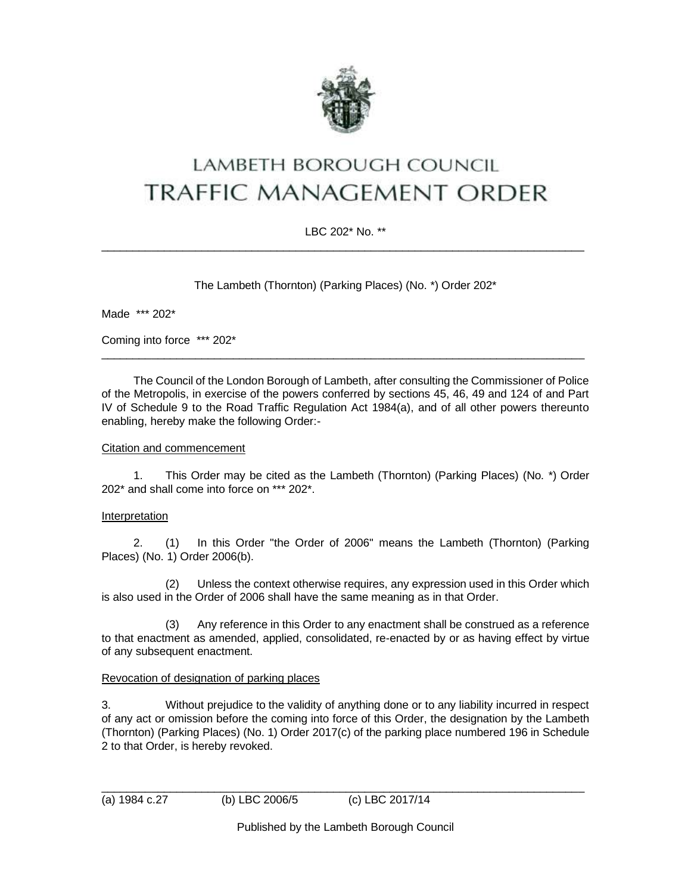# LAMBETH BOROUGH COUNCIL
# TRAFFIC MANAGEMENT ORDER

LBC 202* No. **

---

The Lambeth (Thornton) (Parking Places) (No. *) Order 202*

Made *** 202*

Coming into force *** 202*

---

The Council of the London Borough of Lambeth, after consulting the Commissioner of Police of the Metropolis, in exercise of the powers conferred by sections 45, 46, 49 and 124 of and Part IV of Schedule 9 to the Road Traffic Regulation Act 1984(a), and of all other powers thereunto enabling, hereby make the following Order:-

<u>Citation and commencement</u>

1. This Order may be cited as the Lambeth (Thornton) (Parking Places) (No. *) Order 202* and shall come into force on *** 202*.

<u>Interpretation</u>

2. (1) In this Order "the Order of 2006" means the Lambeth (Thornton) (Parking Places) (No. 1) Order 2006(b).

(2) Unless the context otherwise requires, any expression used in this Order which is also used in the Order of 2006 shall have the same meaning as in that Order.

(3) Any reference in this Order to any enactment shall be construed as a reference to that enactment as amended, applied, consolidated, re-enacted by or as having effect by virtue of any subsequent enactment.

<u>Revocation of designation of parking places</u>

3. Without prejudice to the validity of anything done or to any liability incurred in respect of any act or omission before the coming into force of this Order, the designation by the Lambeth (Thornton) (Parking Places) (No. 1) Order 2017(c) of the parking place numbered 196 in Schedule 2 to that Order, is hereby revoked.

---

(a) 1984 c.27 (b) LBC 2006/5 (c) LBC 2017/14

Published by the Lambeth Borough Council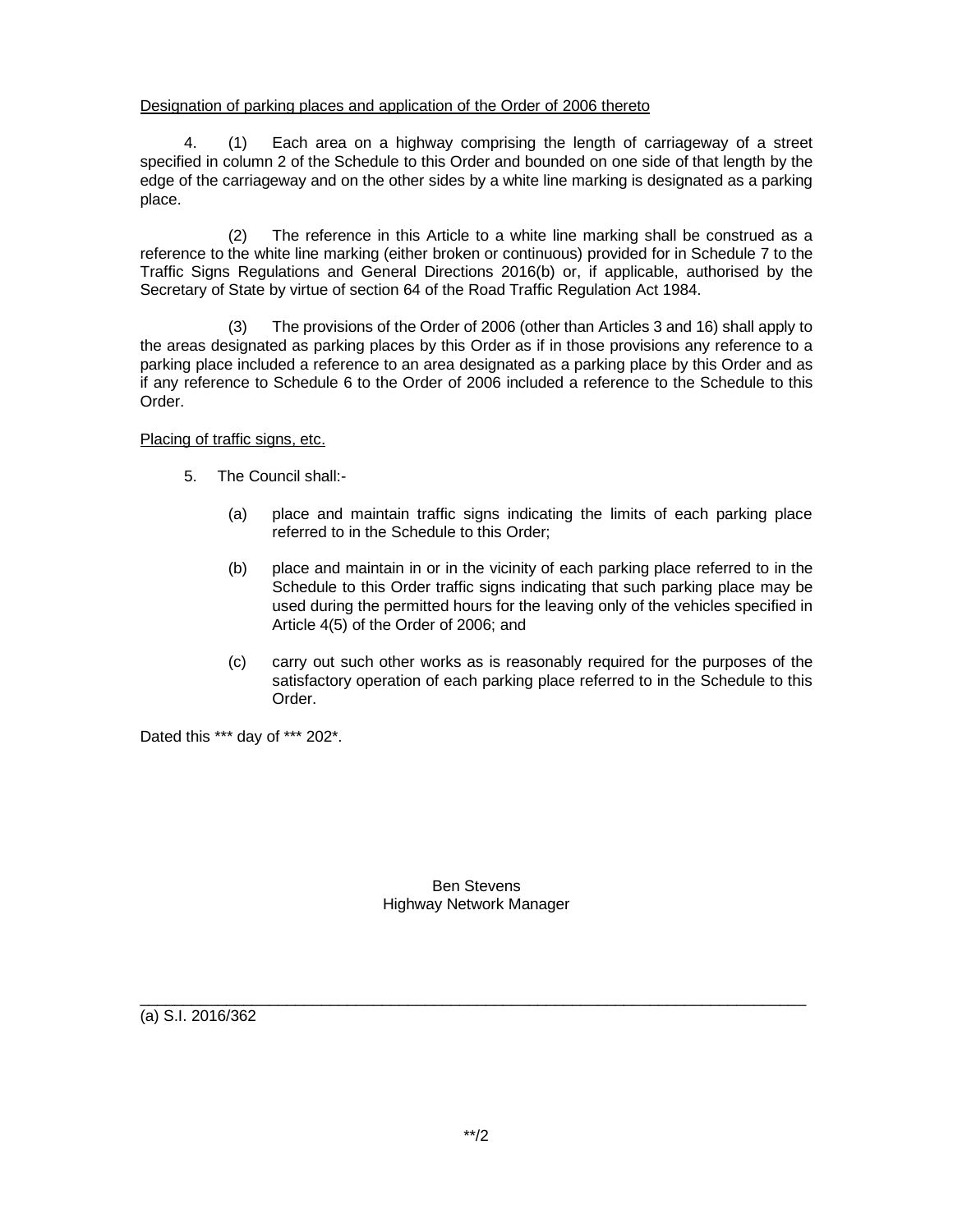Designation of parking places and application of the Order of 2006 thereto

4. (1) Each area on a highway comprising the length of carriageway of a street specified in column 2 of the Schedule to this Order and bounded on one side of that length by the edge of the carriageway and on the other sides by a white line marking is designated as a parking place.

(2) The reference in this Article to a white line marking shall be construed as a reference to the white line marking (either broken or continuous) provided for in Schedule 7 to the Traffic Signs Regulations and General Directions 2016(b) or, if applicable, authorised by the Secretary of State by virtue of section 64 of the Road Traffic Regulation Act 1984.

(3) The provisions of the Order of 2006 (other than Articles 3 and 16) shall apply to the areas designated as parking places by this Order as if in those provisions any reference to a parking place included a reference to an area designated as a parking place by this Order and as if any reference to Schedule 6 to the Order of 2006 included a reference to the Schedule to this Order.

Placing of traffic signs, etc.

5. The Council shall:-

(a) place and maintain traffic signs indicating the limits of each parking place referred to in the Schedule to this Order;

(b) place and maintain in or in the vicinity of each parking place referred to in the Schedule to this Order traffic signs indicating that such parking place may be used during the permitted hours for the leaving only of the vehicles specified in Article 4(5) of the Order of 2006; and

(c) carry out such other works as is reasonably required for the purposes of the satisfactory operation of each parking place referred to in the Schedule to this Order.

Dated this *** day of *** 202*.

Ben Stevens
Highway Network Manager

---

(a) S.I. 2016/362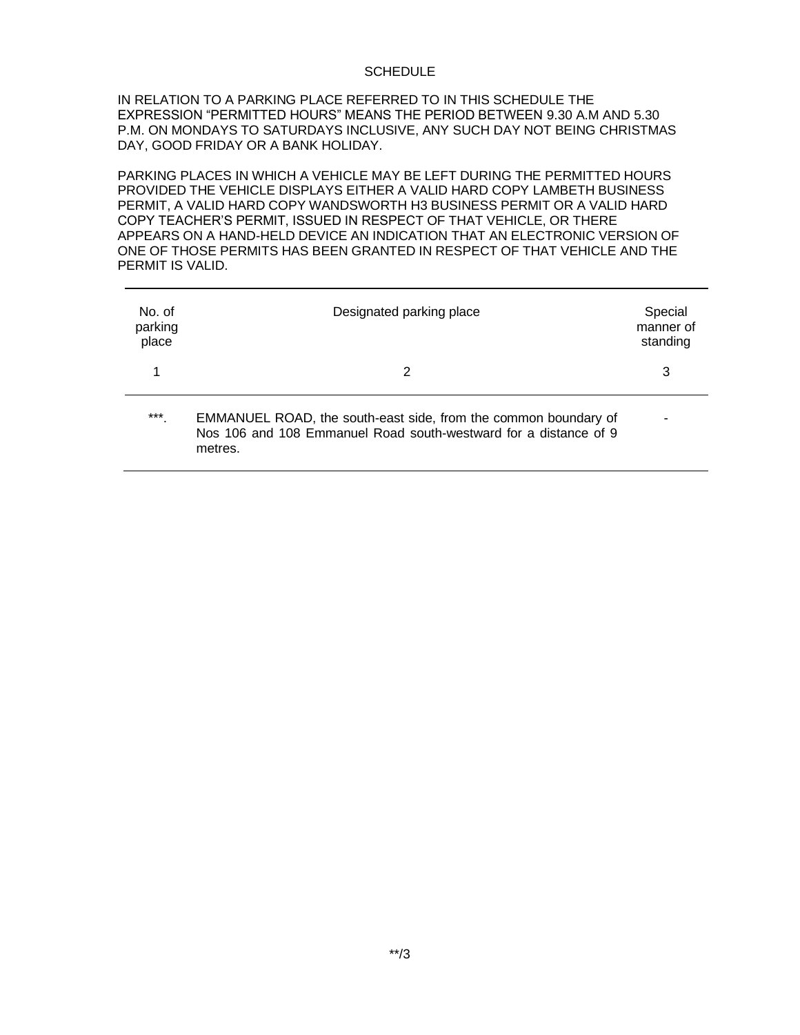SCHEDULE

IN RELATION TO A PARKING PLACE REFERRED TO IN THIS SCHEDULE THE EXPRESSION "PERMITTED HOURS" MEANS THE PERIOD BETWEEN 9.30 A.M AND 5.30 P.M. ON MONDAYS TO SATURDAYS INCLUSIVE, ANY SUCH DAY NOT BEING CHRISTMAS DAY, GOOD FRIDAY OR A BANK HOLIDAY.

PARKING PLACES IN WHICH A VEHICLE MAY BE LEFT DURING THE PERMITTED HOURS PROVIDED THE VEHICLE DISPLAYS EITHER A VALID HARD COPY LAMBETH BUSINESS PERMIT, A VALID HARD COPY WANDSWORTH H3 BUSINESS PERMIT OR A VALID HARD COPY TEACHER'S PERMIT, ISSUED IN RESPECT OF THAT VEHICLE, OR THERE APPEARS ON A HAND-HELD DEVICE AN INDICATION THAT AN ELECTRONIC VERSION OF ONE OF THOSE PERMITS HAS BEEN GRANTED IN RESPECT OF THAT VEHICLE AND THE PERMIT IS VALID.

| No. of parking place | Designated parking place | Special manner of standing |
|---|---|---|
| 1 | 2 | 3 |
| ***. | EMMANUEL ROAD, the south-east side, from the common boundary of Nos 106 and 108 Emmanuel Road south-westward for a distance of 9 metres. | - |

**/3